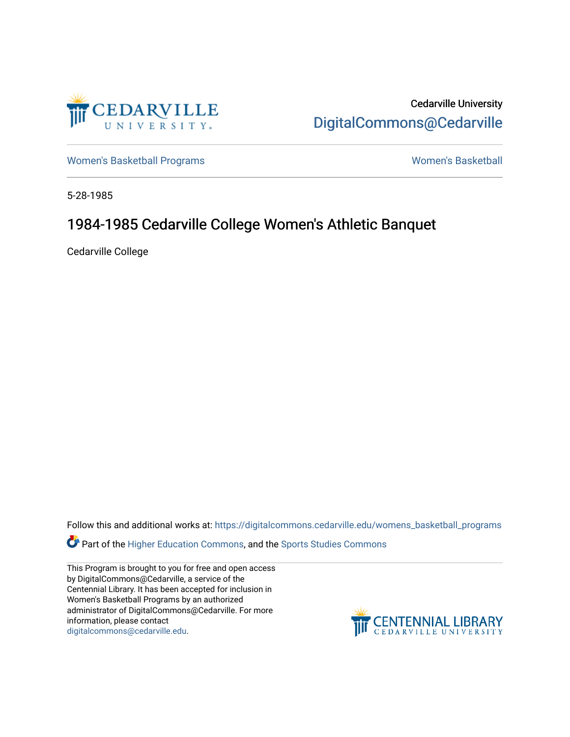Cedarville University
DigitalCommons@Cedarville

Women's Basketball Programs | Women's Basketball

5-28-1985

# 1984-1985 Cedarville College Women's Athletic Banquet

Cedarville College

Follow this and additional works at: https://digitalcommons.cedarville.edu/womens_basketball_programs

Part of the Higher Education Commons, and the Sports Studies Commons

This Program is brought to you for free and open access by DigitalCommons@Cedarville, a service of the Centennial Library. It has been accepted for inclusion in Women's Basketball Programs by an authorized administrator of DigitalCommons@Cedarville. For more information, please contact digitalcommons@cedarville.edu.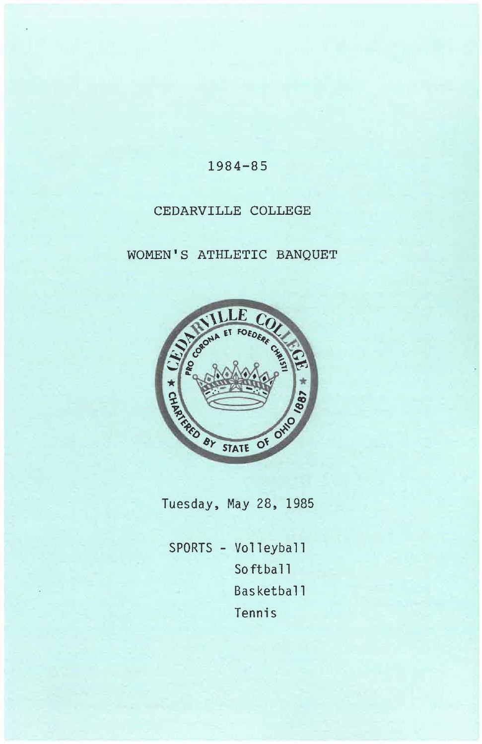1984-85

CEDARVILLE COLLEGE

WOMEN'S ATHLETIC BANQUET

CEDARVILLE COLLEGE
PRO CORONA ET FOEDERE CHRISTI
CHARTERED BY STATE OF OHIO 1887

Tuesday, May 28, 1985

SPORTS - Volleyball
Softball
Basketball
Tennis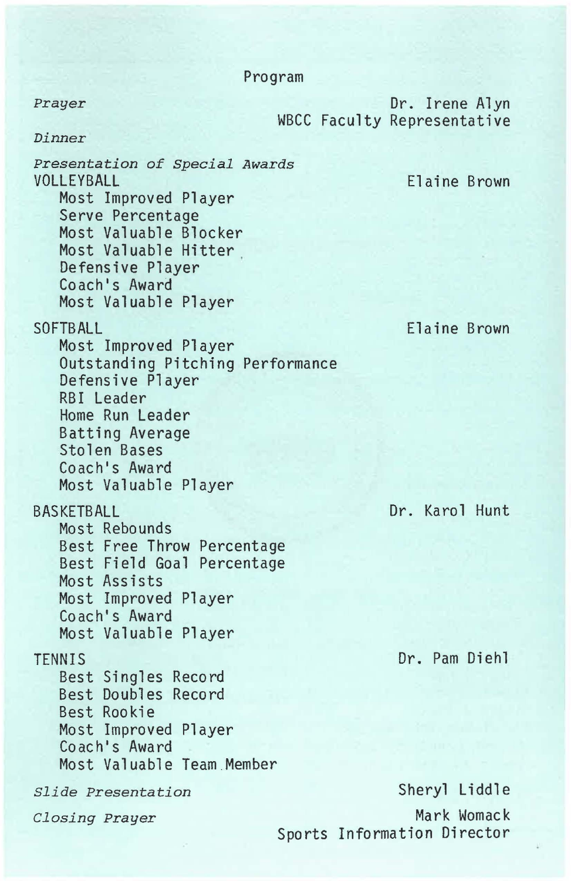# Program

*Prayer* — Dr. Irene Alyn, WBCC Faculty Representative

*Dinner*

*Presentation of Special Awards*

**VOLLEYBALL** — Elaine Brown

- Most Improved Player
- Serve Percentage
- Most Valuable Blocker
- Most Valuable Hitter
- Defensive Player
- Coach's Award
- Most Valuable Player

**SOFTBALL** — Elaine Brown

- Most Improved Player
- Outstanding Pitching Performance
- Defensive Player
- RBI Leader
- Home Run Leader
- Batting Average
- Stolen Bases
- Coach's Award
- Most Valuable Player

**BASKETBALL** — Dr. Karol Hunt

- Most Rebounds
- Best Free Throw Percentage
- Best Field Goal Percentage
- Most Assists
- Most Improved Player
- Coach's Award
- Most Valuable Player

**TENNIS** — Dr. Pam Diehl

- Best Singles Record
- Best Doubles Record
- Best Rookie
- Most Improved Player
- Coach's Award
- Most Valuable Team Member

*Slide Presentation* — Sheryl Liddle

*Closing Prayer* — Mark Womack, Sports Information Director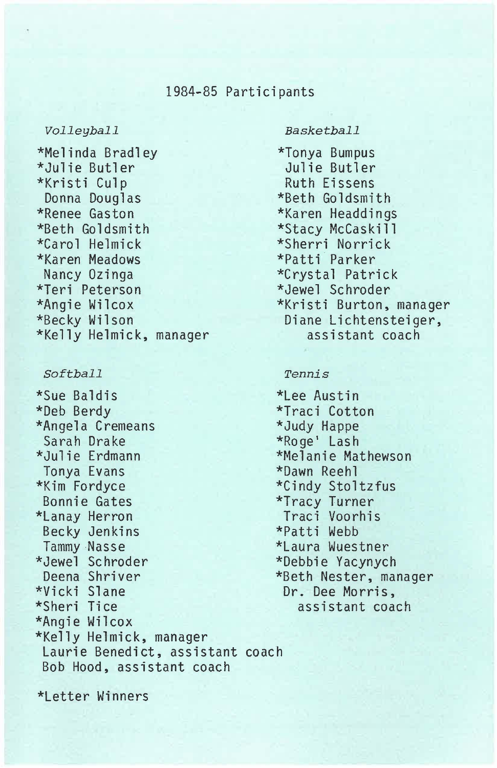# 1984-85 Participants

*Volleyball*

*Melinda Bradley
*Julie Butler
*Kristi Culp
Donna Douglas
*Renee Gaston
*Beth Goldsmith
*Carol Helmick
*Karen Meadows
Nancy Ozinga
*Teri Peterson
*Angie Wilcox
*Becky Wilson
*Kelly Helmick, manager

*Basketball*

*Tonya Bumpus
Julie Butler
Ruth Eissens
*Beth Goldsmith
*Karen Headdings
*Stacy McCaskill
*Sherri Norrick
*Patti Parker
*Crystal Patrick
*Jewel Schroder
*Kristi Burton, manager
Diane Lichtensteiger, assistant coach

*Softball*

*Sue Baldis
*Deb Berdy
*Angela Cremeans
Sarah Drake
*Julie Erdmann
Tonya Evans
*Kim Fordyce
Bonnie Gates
*Lanay Herron
Becky Jenkins
Tammy Nasse
*Jewel Schroder
Deena Shriver
*Vicki Slane
*Sheri Tice
*Angie Wilcox
*Kelly Helmick, manager
Laurie Benedict, assistant coach
Bob Hood, assistant coach

*Tennis*

*Lee Austin
*Traci Cotton
*Judy Happe
*Roge' Lash
*Melanie Mathewson
*Dawn Reehl
*Cindy Stoltzfus
*Tracy Turner
Traci Voorhis
*Patti Webb
*Laura Wuestner
*Debbie Yacynych
*Beth Nester, manager
Dr. Dee Morris, assistant coach

*Letter Winners